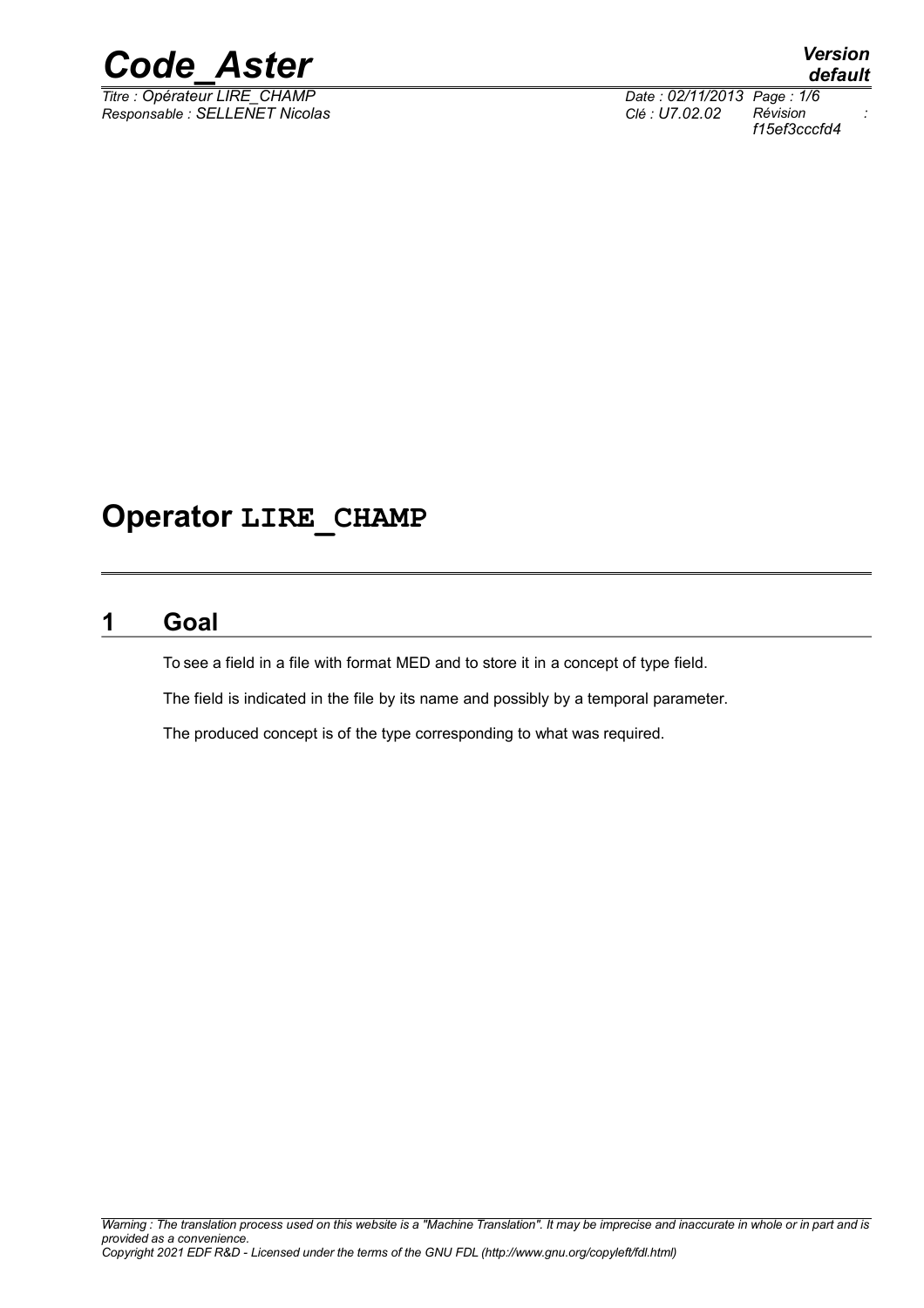# Operator LIRE_CHAMP

## 1 Goal

To see a field in a file with format MED and to store it in a concept of type field.

The field is indicated in the file by its name and possibly by a temporal parameter.

The produced concept is of the type corresponding to what was required.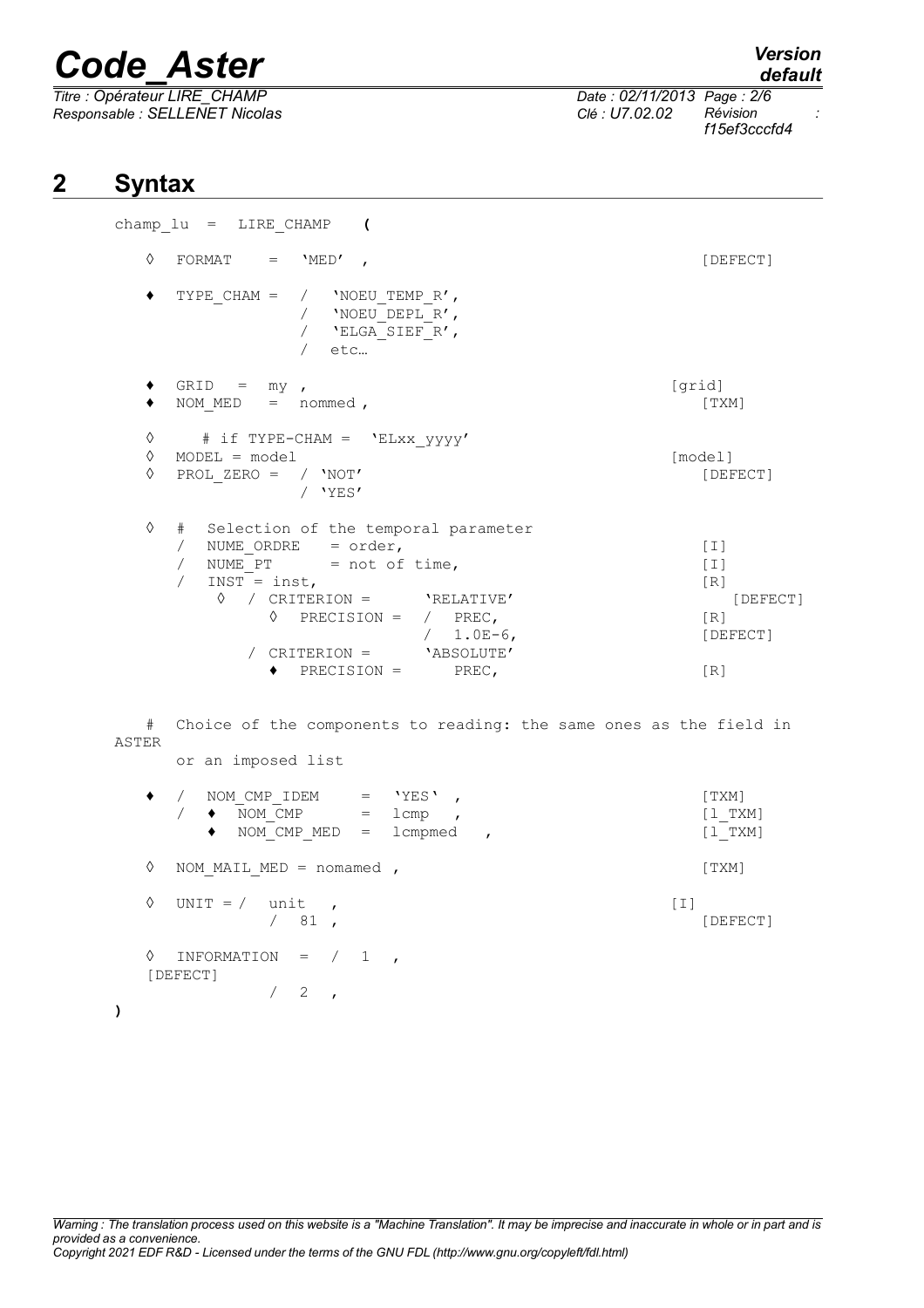# 2 Syntax

```
champ_lu  =  LIRE_CHAMP    (

   ◊  FORMAT    =  'MED' ,                                         [DEFECT]

   ♦  TYPE_CHAM =  /  'NOEU_TEMP_R',
                   /  'NOEU_DEPL_R',
                   /  'ELGA_SIEF_R',
                   /  etc…

   ♦  GRID   =  my ,                                             [grid]
   ♦  NOM_MED   =  nommed ,                                         [TXM]

   ◊     # if TYPE-CHAM =  'ELxx_yyyy'
   ◊  MODEL = model                                             [model]
   ◊  PROL_ZERO =  / 'NOT'                                         [DEFECT]
                   / 'YES'

   ◊  #  Selection of the temporal parameter
      /  NUME_ORDRE   = order,                                      [I]
      /  NUME_PT      = not of time,                                [I]
      /  INST = inst,                                               [R]
          ◊  / CRITERION =       'RELATIVE'                            [DEFECT]
               ◊  PRECISION =  /  PREC,                             [R]
                               /  1.0E-6,                           [DEFECT]
             / CRITERION =       'ABSOLUTE'
               ♦  PRECISION =     PREC,                             [R]


   #  Choice of the components to reading: the same ones as the field in
ASTER
      or an imposed list

   ♦  /  NOM_CMP_IDEM     =  'YES' ,                                [TXM]
      /  ♦  NOM_CMP       =  lcmp   ,                               [l_TXM]
         ♦  NOM_CMP_MED   =  lcmpmed   ,                            [l_TXM]

   ◊  NOM_MAIL_MED = nomamed ,                                      [TXM]

   ◊  UNIT = /  unit   ,                                         [I]
             /  81 ,                                                [DEFECT]

   ◊  INFORMATION  =  /  1  ,
   [DEFECT]
                      /  2  ,
)
```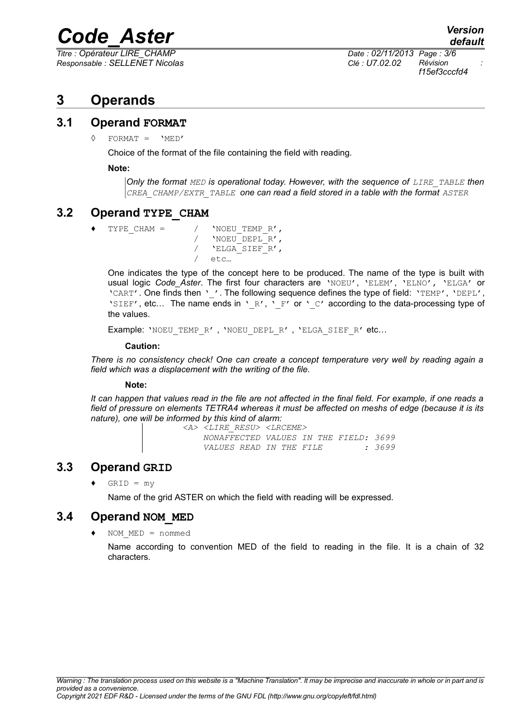# 3 Operands

## 3.1 Operand FORMAT

◊ FORMAT = 'MED'

Choice of the format of the file containing the field with reading.

**Note:**

*Only the format MED is operational today. However, with the sequence of LIRE_TABLE then CREA_CHAMP/EXTR_TABLE one can read a field stored in a table with the format ASTER*

## 3.2 Operand TYPE_CHAM

```
♦ TYPE_CHAM =    / 'NOEU_TEMP_R',
                 / 'NOEU_DEPL_R',
                 / 'ELGA_SIEF_R',
                 / etc…
```

One indicates the type of the concept here to be produced. The name of the type is built with usual logic *Code_Aster*. The first four characters are 'NOEU', 'ELEM', 'ELNO', 'ELGA' or 'CART'. One finds then '_'. The following sequence defines the type of field: 'TEMP', 'DEPL', 'SIEF', etc… The name ends in '_R', '_F' or '_C' according to the data-processing type of the values.

Example: 'NOEU_TEMP_R' , 'NOEU_DEPL_R' , 'ELGA_SIEF_R' etc…

**Caution:**

*There is no consistency check! One can create a concept temperature very well by reading again a field which was a displacement with the writing of the file.*

**Note:**

*It can happen that values read in the file are not affected in the final field. For example, if one reads a field of pressure on elements TETRA4 whereas it must be affected on meshs of edge (because it is its nature), one will be informed by this kind of alarm:*

```
<A> <LIRE_RESU> <LRCEME>
    NONAFFECTED VALUES IN THE FIELD: 3699
    VALUES READ IN THE FILE        : 3699
```

## 3.3 Operand GRID

♦ GRID = my

Name of the grid ASTER on which the field with reading will be expressed.

## 3.4 Operand NOM_MED

♦ NOM_MED = nommed

Name according to convention MED of the field to reading in the file. It is a chain of 32 characters.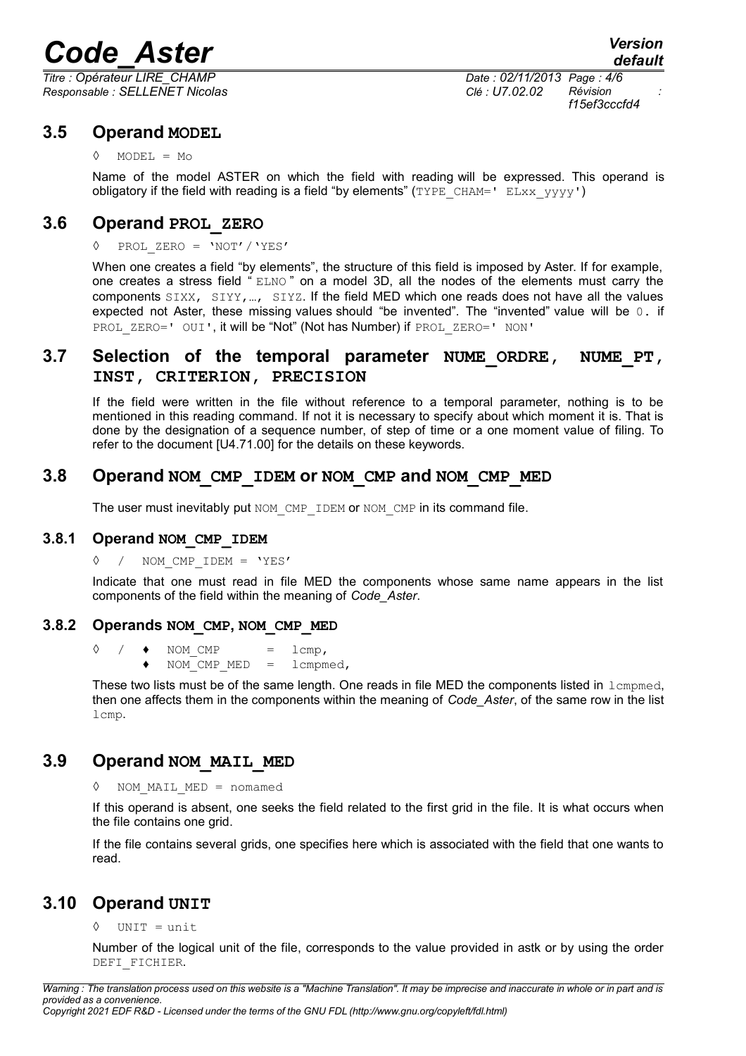## 3.5 Operand **MODEL**

◊ MODEL = Mo

Name of the model ASTER on which the field with reading will be expressed. This operand is obligatory if the field with reading is a field "by elements" (TYPE_CHAM=' ELxx_yyyy')

## 3.6 Operand **PROL_ZERO**

◊ PROL_ZERO = 'NOT'/'YES'

When one creates a field "by elements", the structure of this field is imposed by Aster. If for example, one creates a stress field " ELNO " on a model 3D, all the nodes of the elements must carry the components SIXX, SIYY,…, SIYZ. If the field MED which one reads does not have all the values expected not Aster, these missing values should "be invented". The "invented" value will be 0. if PROL_ZERO=' OUI', it will be "Not" (Not has Number) if PROL_ZERO=' NON'

## 3.7 Selection of the temporal parameter **NUME_ORDRE, NUME_PT, INST, CRITERION, PRECISION**

If the field were written in the file without reference to a temporal parameter, nothing is to be mentioned in this reading command. If not it is necessary to specify about which moment it is. That is done by the designation of a sequence number, of step of time or a one moment value of filing. To refer to the document [U4.71.00] for the details on these keywords.

## 3.8 Operand **NOM_CMP_IDEM** or **NOM_CMP** and **NOM_CMP_MED**

The user must inevitably put NOM_CMP_IDEM or NOM_CMP in its command file.

### 3.8.1 Operand **NOM_CMP_IDEM**

◊ / NOM_CMP_IDEM = 'YES'

Indicate that one must read in file MED the components whose same name appears in the list components of the field within the meaning of *Code_Aster*.

### 3.8.2 Operands **NOM_CMP, NOM_CMP_MED**

```
◊ / ♦ NOM_CMP      = lcmp,
    ♦ NOM_CMP_MED  = lcmpmed,
```

These two lists must be of the same length. One reads in file MED the components listed in lcmpmed, then one affects them in the components within the meaning of *Code_Aster*, of the same row in the list lcmp.

## 3.9 Operand **NOM_MAIL_MED**

◊ NOM_MAIL_MED = nomamed

If this operand is absent, one seeks the field related to the first grid in the file. It is what occurs when the file contains one grid.

If the file contains several grids, one specifies here which is associated with the field that one wants to read.

## 3.10 Operand **UNIT**

◊ UNIT = unit

Number of the logical unit of the file, corresponds to the value provided in astk or by using the order DEFI_FICHIER.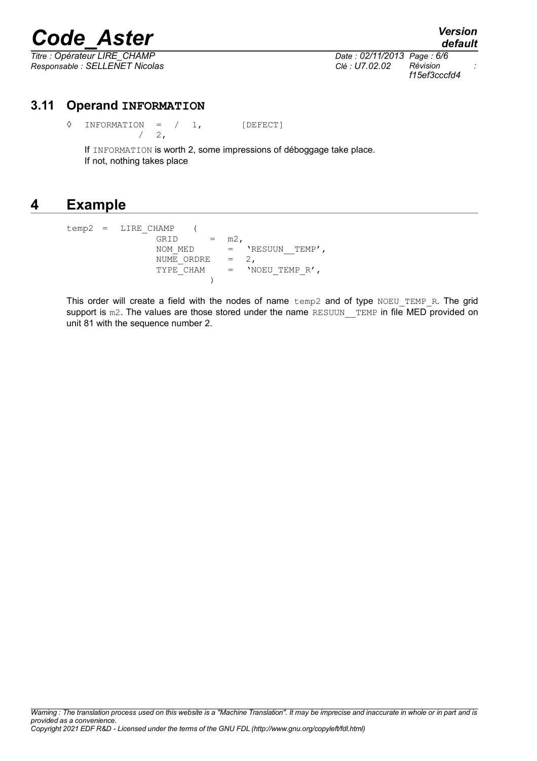### 3.11 Operand INFORMATION

```
◊  INFORMATION  =  /  1,       [DEFECT]
                   /  2,
```

If INFORMATION is worth 2, some impressions of déboggage take place.
If not, nothing takes place

## 4 Example

```
temp2  =  LIRE_CHAMP    (
               GRID        =   m2,
               NOM_MED        =   'RESUUN__TEMP',
               NUME_ORDRE    =  2,
               TYPE_CHAM      =   'NOEU_TEMP_R',
                          )
```

This order will create a field with the nodes of name temp2 and of type NOEU_TEMP_R. The grid support is m2. The values are those stored under the name RESUUN__TEMP in file MED provided on unit 81 with the sequence number 2.